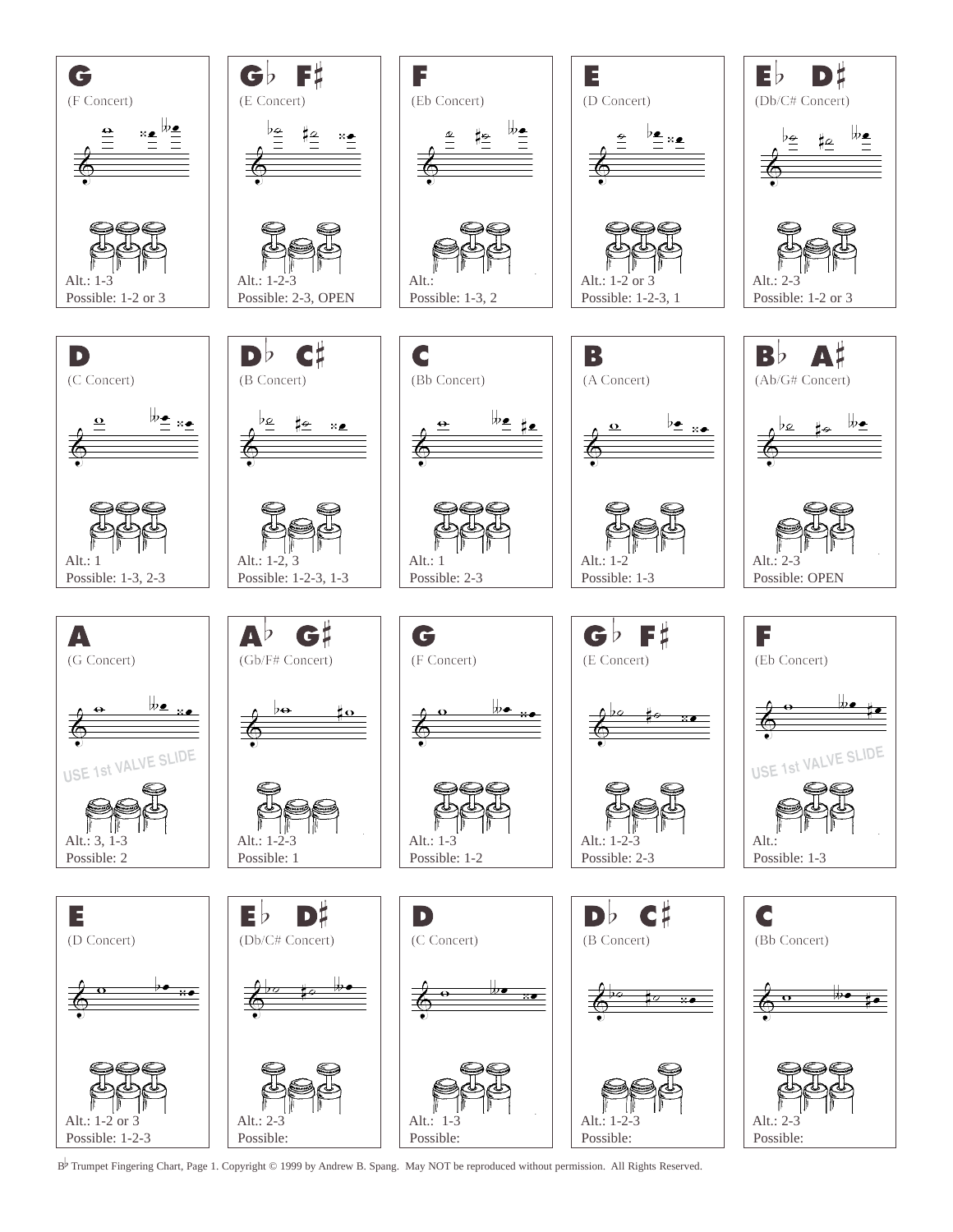## G
(F Concert)

Alt.: 1-3
Possible: 1-2 or 3

## G♭ F♯
(E Concert)

Alt.: 1-2-3
Possible: 2-3, OPEN

## F
(Eb Concert)

Alt.:
Possible: 1-3, 2

## E
(D Concert)

Alt.: 1-2 or 3
Possible: 1-2-3, 1

## E♭ D♯
(Db/C# Concert)

Alt.: 2-3
Possible: 1-2 or 3

## D
(C Concert)

Alt.: 1
Possible: 1-3, 2-3

## D♭ C♯
(B Concert)

Alt.: 1-2, 3
Possible: 1-2-3, 1-3

## C
(Bb Concert)

Alt.: 1
Possible: 2-3

## B
(A Concert)

Alt.: 1-2
Possible: 1-3

## B♭ A♯
(Ab/G# Concert)

Alt.: 2-3
Possible: OPEN

## A
(G Concert)

USE 1st VALVE SLIDE

Alt.: 3, 1-3
Possible: 2

## A♭ G♯
(Gb/F# Concert)

Alt.: 1-2-3
Possible: 1

## G
(F Concert)

Alt.: 1-3
Possible: 1-2

## G♭ F♯
(E Concert)

Alt.: 1-2-3
Possible: 2-3

## F
(Eb Concert)

USE 1st VALVE SLIDE

Alt.:
Possible: 1-3

## E
(D Concert)

Alt.: 1-2 or 3
Possible: 1-2-3

## E♭ D♯
(Db/C# Concert)

Alt.: 2-3
Possible:

## D
(C Concert)

Alt.: 1-3
Possible:

## D♭ C♯
(B Concert)

Alt.: 1-2-3
Possible:

## C
(Bb Concert)

Alt.: 2-3
Possible:

B♭ Trumpet Fingering Chart, Page 1. Copyright © 1999 by Andrew B. Spang. May NOT be reproduced without permission. All Rights Reserved.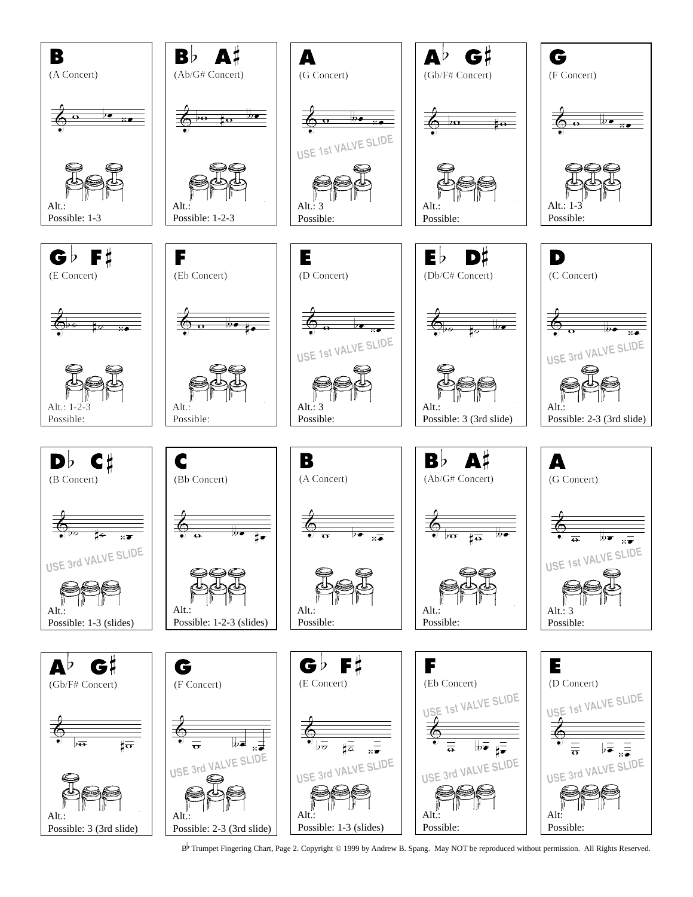**B**
(A Concert)

Alt.:
Possible: 1-3

**B♭ A♯**
(Ab/G# Concert)

Alt.:
Possible: 1-2-3

**A**
(G Concert)

USE 1st VALVE SLIDE

Alt.: 3
Possible:

**A♭ G♯**
(Gb/F# Concert)

Alt.:
Possible:

**G**
(F Concert)

Alt.: 1-3
Possible:

**G♭ F♯**
(E Concert)

Alt.: 1-2-3
Possible:

**F**
(Eb Concert)

Alt.:
Possible:

**E**
(D Concert)

USE 1st VALVE SLIDE

Alt.: 3
Possible:

**E♭ D♯**
(Db/C# Concert)

Alt.:
Possible: 3 (3rd slide)

**D**
(C Concert)

USE 3rd VALVE SLIDE

Alt.:
Possible: 2-3 (3rd slide)

**D♭ C♯**
(B Concert)

USE 3rd VALVE SLIDE

Alt.:
Possible: 1-3 (slides)

**C**
(Bb Concert)

Alt.:
Possible: 1-2-3 (slides)

**B**
(A Concert)

Alt.:
Possible:

**B♭ A♯**
(Ab/G# Concert)

Alt.:
Possible:

**A**
(G Concert)

USE 1st VALVE SLIDE

Alt.: 3
Possible:

**A♭ G♯**
(Gb/F# Concert)

Alt.:
Possible: 3 (3rd slide)

**G**
(F Concert)

USE 3rd VALVE SLIDE

Alt.:
Possible: 2-3 (3rd slide)

**G♭ F♯**
(E Concert)

USE 3rd VALVE SLIDE

Alt.:
Possible: 1-3 (slides)

**F**
(Eb Concert)

USE 1st VALVE SLIDE

USE 3rd VALVE SLIDE

Alt.:
Possible:

**E**
(D Concert)

USE 1st VALVE SLIDE

USE 3rd VALVE SLIDE

Alt:
Possible:

B♭ Trumpet Fingering Chart, Page 2. Copyright © 1999 by Andrew B. Spang. May NOT be reproduced without permission. All Rights Reserved.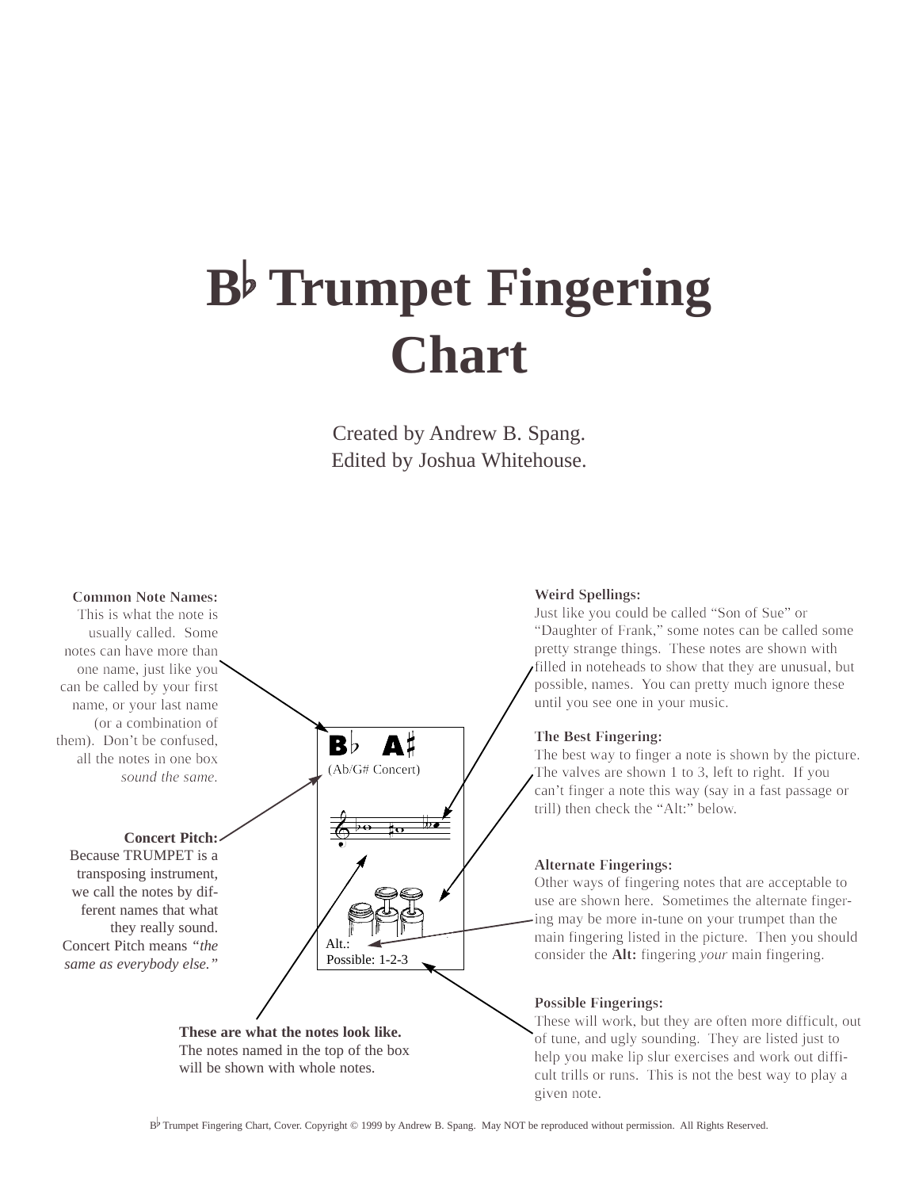# B♭ Trumpet Fingering Chart

Created by Andrew B. Spang.
Edited by Joshua Whitehouse.

**Common Note Names:**
This is what the note is usually called. Some notes can have more than one name, just like you can be called by your first name, or your last name (or a combination of them). Don't be confused, all the notes in one box *sound the same.*

**Concert Pitch:**
Because TRUMPET is a transposing instrument, we call the notes by different names that what they really sound. Concert Pitch means *"the same as everybody else."*

B♭ A♯
(Ab/G# Concert)

Alt.:
Possible: 1-2-3

**These are what the notes look like.**
The notes named in the top of the box will be shown with whole notes.

**Weird Spellings:**
Just like you could be called "Son of Sue" or "Daughter of Frank," some notes can be called some pretty strange things. These notes are shown with filled in noteheads to show that they are unusual, but possible, names. You can pretty much ignore these until you see one in your music.

**The Best Fingering:**
The best way to finger a note is shown by the picture. The valves are shown 1 to 3, left to right. If you can't finger a note this way (say in a fast passage or trill) then check the "Alt:" below.

**Alternate Fingerings:**
Other ways of fingering notes that are acceptable to use are shown here. Sometimes the alternate fingering may be more in-tune on your trumpet than the main fingering listed in the picture. Then you should consider the **Alt:** fingering *your* main fingering.

**Possible Fingerings:**
These will work, but they are often more difficult, out of tune, and ugly sounding. They are listed just to help you make lip slur exercises and work out difficult trills or runs. This is not the best way to play a given note.

B♭ Trumpet Fingering Chart, Cover. Copyright © 1999 by Andrew B. Spang. May NOT be reproduced without permission. All Rights Reserved.